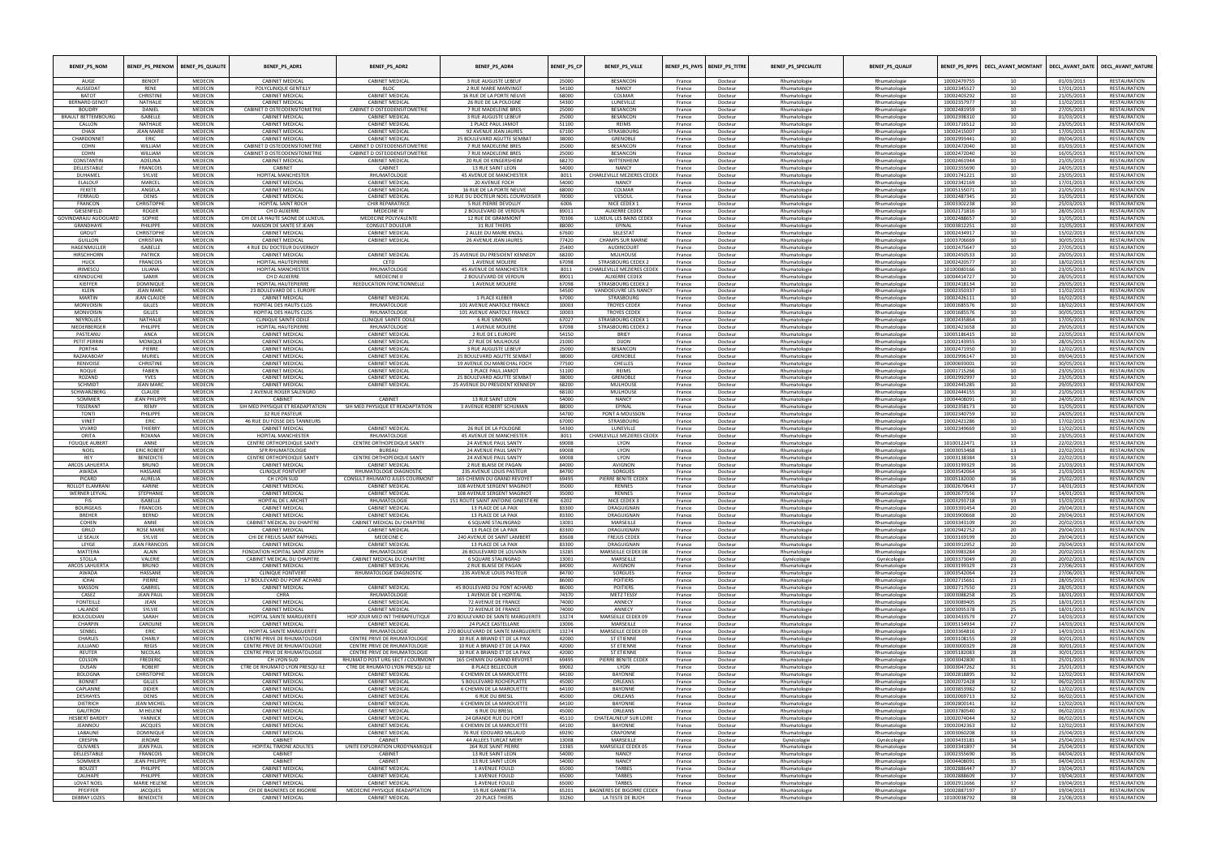| BENEF_PS_NOM | BENEF_PS_PRENOM | BENEF_PS_QUALITE | BENEF_PS_ADR1 | BENEF_PS_ADR2 | BENEF_PS_ADR4 | BENEF_PS_CP | BENEF_PS_VILLE | BENEF_PS_PAYS | BENEF_PS_TITRE | BENEF_PS_SPECIALITE | BENEF_PS_QUALIF | BENEF_PS_RPPS | DECL_AVANT_MONTANT | DECL_AVANT_DATE | DECL_AVANT_NATURE |
|---|---|---|---|---|---|---|---|---|---|---|---|---|---|---|---|
| AUGE | BENOIT | MEDECIN | CABINET MEDICAL | CABINET MEDICAL | 3 RUE AUGUSTE LEBEUF | 25000 | BESANCON | France | Docteur | Rhumatologie | Rhumatologie | 10002479755 | 10 | 01/03/2013 | RESTAURATION |
| AUSSEDAT | RENE | MEDECIN | POLYCLINIQUE GENTILLY | BLOC | 2 RUE MARIE MARVINGT | 54100 | NANCY | France | Docteur | Rhumatologie | Rhumatologie | 10002345527 | 10 | 17/01/2013 | RESTAURATION |
| BATOT | CHRISTINE | MEDECIN | CABINET MEDICAL | CABINET MEDICAL | 16 RUE DE LA PORTE NEUVE | 68000 | COLMAR | France | Docteur | Rhumatologie | Rhumatologie | 10002403292 | 10 | 21/05/2013 | RESTAURATION |
| BERNARD GENOT | NATHALIE | MEDECIN | CABINET MEDICAL | CABINET MEDICAL | 26 RUE DE LA POLOGNE | 54300 | LUNEVILLE | France | Docteur | Rhumatologie | Rhumatologie | 10002357977 | 10 | 11/02/2013 | RESTAURATION |
| BOUDRY | DANIEL | MEDECIN | CABINET D OSTEODENSITOMETRIE | CABINET D OSTEODENSITOMETRIE | 7 RUE MADELEINE BRES | 25000 | BESANCON | France | Docteur | Rhumatologie | Rhumatologie | 10002481959 | 10 | 27/05/2013 | RESTAURATION |
| BRAULT BETTEMBOURG | ISABELLE | MEDECIN | CABINET MEDICAL | CABINET MEDICAL | 3 RUE AUGUSTE LEBEUF | 25000 | BESANCON | France | Docteur | Rhumatologie | Rhumatologie | 10002398310 | 10 | 01/03/2013 | RESTAURATION |
| CALLON | NATHALIE | MEDECIN | CABINET MEDICAL | CABINET MEDICAL | 1 PLACE PAUL JAMOT | 51100 | REIMS | France | Docteur | Rhumatologie | Rhumatologie | 10001716512 | 10 | 23/05/2013 | RESTAURATION |
| CHAIX | JEAN MARIE | MEDECIN | CABINET MEDICAL | CABINET MEDICAL | 92 AVENUE JEAN JAURES | 67100 | STRASBOURG | France | Docteur | Rhumatologie | Rhumatologie | 10002415007 | 10 | 17/05/2013 | RESTAURATION |
| CHARDONNET | ERIC | MEDECIN | CABINET MEDICAL | CABINET MEDICAL | 25 BOULEVARD AGUTTE SEMBAT | 38000 | GRENOBLE | France | Docteur | Rhumatologie | Rhumatologie | 10002993441 | 10 | 09/04/2013 | RESTAURATION |
| COHN | WILLIAM | MEDECIN | CABINET D OSTEODENSITOMETRIE | CABINET D OSTEODENSITOMETRIE | 7 RUE MADELEINE BRES | 25000 | BESANCON | France | Docteur | Rhumatologie | Rhumatologie | 10002472040 | 10 | 01/03/2013 | RESTAURATION |
| COHN | WILLIAM | MEDECIN | CABINET D OSTEODENSITOMETRIE | CABINET D OSTEODENSITOMETRIE | 7 RUE MADELEINE BRES | 25000 | BESANCON | France | Docteur | Rhumatologie | Rhumatologie | 10002472040 | 10 | 16/05/2013 | RESTAURATION |
| CONSTANTIN | ADELINA | MEDECIN | CABINET MEDICAL | CABINET MEDICAL | 20 RUE DE KINGERSHEIM | 68270 | WITTENHEIM | France | Docteur | Rhumatologie | Rhumatologie | 10002461944 | 10 | 21/05/2013 | RESTAURATION |
| DELLESTABLE | FRANCOIS | MEDECIN | CABINET | CABINET | 13 RUE SAINT LEON | 54000 | NANCY | France | Docteur | Rhumatologie | Rhumatologie | 10002355690 | 10 | 24/05/2013 | RESTAURATION |
| DUHAMEL | SYLVIE | MEDECIN | HOPITAL MANCHESTER | RHUMATOLOGIE | 45 AVENUE DE MANCHESTER | 8011 | CHARLEVILLE MEZIERES CEDEX | France | Docteur | Rhumatologie | Rhumatologie | 10001741221 | 10 | 23/05/2013 | RESTAURATION |
| ELALOUF | MARCEL | MEDECIN | CABINET MEDICAL | CABINET MEDICAL | 20 AVENUE FOCH | 54000 | NANCY | France | Docteur | Rhumatologie | Rhumatologie | 10002342169 | 10 | 17/01/2013 | RESTAURATION |
| FEKETE | ANGELA | MEDECIN | CABINET MEDICAL | CABINET MEDICAL | 16 RUE DE LA PORTE NEUVE | 68000 | COLMAR | France | Docteur | Rhumatologie | Rhumatologie | 10005155071 | 10 | 21/05/2013 | RESTAURATION |
| FERRAUD | DENIS | MEDECIN | CABINET MEDICAL | CABINET MEDICAL | 10 RUE DU DOCTEUR NOEL COURVOISIER | 70000 | VESOUL | France | Docteur | Rhumatologie | Rhumatologie | 10002487345 | 10 | 31/05/2013 | RESTAURATION |
| FRANCON | CHRISTOPHE | MEDECIN | HOPITAL SAINT ROCH | CHIR REPARATRICE | 5 RUE PIERRE DEVOLUY | 6006 | NICE CEDEX 1 | France | Docteur | Rhumatologie | Rhumatologie | 10003302238 | 10 | 25/03/2013 | RESTAURATION |
| GIESENFELD | ROGER | MEDECIN | CH D AUXERRE | MEDECINE IV | 2 BOULEVARD DE VERDUN | 89011 | AUXERRE CEDEX | France | Docteur | Rhumatologie | Rhumatologie | 10002171816 | 10 | 28/05/2013 | RESTAURATION |
| GOVINDARAJU AUDOUARD | SOPHIE | MEDECIN | CHI DE LA HAUTE SAONE DE LUXEUIL | MEDECINE POLYVALENTE | 12 RUE DE GRAMMONT | 70306 | LUXEUIL LES BAINS CEDEX | France | Docteur | Rhumatologie | Rhumatologie | 10002488657 | 10 | 31/05/2013 | RESTAURATION |
| GRANDHAYE | PHILIPPE | MEDECIN | MAISON DE SANTE ST JEAN | CONSULT DOULEUR | 31 RUE THIERS | 88000 | EPINAL | France | Docteur | Rhumatologie | Rhumatologie | 10003812251 | 10 | 31/05/2013 | RESTAURATION |
| GROUT | CHRISTOPHE | MEDECIN | CABINET MEDICAL | CABINET MEDICAL | 2 ALLEE DU MAIRE KNOLL | 67600 | SELESTAT | France | Docteur | Rhumatologie | Rhumatologie | 10002434917 | 10 | 15/02/2013 | RESTAURATION |
| GUILLON | CHRISTIAN | MEDECIN | CABINET MEDICAL | CABINET MEDICAL | 26 AVENUE JEAN JAURES | 77420 | CHAMPS SUR MARNE | France | Docteur | Rhumatologie | Rhumatologie | 10003706669 | 10 | 30/05/2013 | RESTAURATION |
| HAGENMULLER | ISABELLE | MEDECIN | 4 RUE DU DOCTEUR OUVERNOY | | | 25400 | AUDINCOURT | France | Docteur | Rhumatologie | Rhumatologie | 10002475647 | 10 | 27/05/2013 | RESTAURATION |
| HIRSCHHORN | PATRICK | MEDECIN | CABINET MEDICAL | CABINET MEDICAL | 25 AVENUE DU PRESIDENT KENNEDY | 68200 | MULHOUSE | France | Docteur | Rhumatologie | Rhumatologie | 10002450533 | 10 | 29/05/2013 | RESTAURATION |
| HUCK | FRANCOIS | MEDECIN | HOPITAL HAUTEPIERRE | CETD | 1 AVENUE MOLIERE | 67098 | STRASBOURG CEDEX 2 | France | Docteur | Rhumatologie | Rhumatologie | 10002420577 | 10 | 18/02/2013 | RESTAURATION |
| IRIMESCU | LILIANA | MEDECIN | HOPITAL MANCHESTER | RHUMATOLOGIE | 45 AVENUE DE MANCHESTER | 8011 | CHARLEVILLE MEZIERES CEDEX | France | Docteur | Rhumatologie | Rhumatologie | 10100080166 | 10 | 23/05/2013 | RESTAURATION |
| KENNOUCHE | SAMIR | MEDECIN | CH D AUXERRE | MEDECINE II | 2 BOULEVARD DE VERDUN | 89011 | AUXERRE CEDEX | France | Docteur | Rhumatologie | Rhumatologie | 10004414727 | 10 | 28/05/2013 | RESTAURATION |
| KIEFFER | DOMINIQUE | MEDECIN | HOPITAL HAUTEPIERRE | REEDUCATION FONCTIONNELLE | 1 AVENUE MOLIERE | 67098 | STRASBOURG CEDEX 2 | France | Docteur | Rhumatologie | Rhumatologie | 10002418134 | 10 | 29/05/2013 | RESTAURATION |
| KLEIN | JEAN MARC | MEDECIN | 23 BOULEVARD DE L EUROPE | | | 54500 | VANDOEUVRE LES NANCY | France | Docteur | Rhumatologie | Rhumatologie | 10002350337 | 10 | 11/02/2013 | RESTAURATION |
| MARTIN | JEAN CLAUDE | MEDECIN | CABINET MEDICAL | CABINET MEDICAL | 1 PLACE KLEBER | 67000 | STRASBOURG | France | Docteur | Rhumatologie | Rhumatologie | 10002426111 | 10 | 16/02/2013 | RESTAURATION |
| MONVOISIN | GILLES | MEDECIN | HOPITAL DES HAUTS CLOS | RHUMATOLOGIE | 101 AVENUE ANATOLE FRANCE | 10003 | TROYES CEDEX | France | Docteur | Rhumatologie | Rhumatologie | 10001685576 | 10 | 18/02/2013 | RESTAURATION |
| MONVOISIN | GILLES | MEDECIN | HOPITAL DES HAUTS CLOS | RHUMATOLOGIE | 101 AVENUE ANATOLE FRANCE | 10003 | TROYES CEDEX | France | Docteur | Rhumatologie | Rhumatologie | 10001685576 | 10 | 30/05/2013 | RESTAURATION |
| NEYROLLES | NATHALIE | MEDECIN | CLINIQUE SAINTE ODILE | CLINIQUE SAINTE ODILE | 6 RUE SIMONIS | 67027 | STRASBOURG CEDEX 1 | France | Docteur | Rhumatologie | Rhumatologie | 10002435864 | 10 | 17/05/2013 | RESTAURATION |
| NIEDERBERGER | PHILIPPE | MEDECIN | HOPITAL HAUTEPIERRE | RHUMATOLOGIE | 1 AVENUE MOLIERE | 67098 | STRASBOURG CEDEX 2 | France | Docteur | Rhumatologie | Rhumatologie | 10002421658 | 10 | 29/05/2013 | RESTAURATION |
| PASTEANU | ANCA | MEDECIN | CABINET MEDICAL | CABINET MEDICAL | 2 RUE DE L EUROPE | 54150 | BRIEY | France | Docteur | Rhumatologie | Rhumatologie | 10005186415 | 10 | 22/05/2013 | RESTAURATION |
| PETIT PERRIN | MONIQUE | MEDECIN | CABINET MEDICAL | CABINET MEDICAL | 27 RUE DE MULHOUSE | 21000 | DIJON | France | Docteur | Rhumatologie | Rhumatologie | 10002143955 | 10 | 28/05/2013 | RESTAURATION |
| PORTHA | PIERRE | MEDECIN | CABINET MEDICAL | CABINET MEDICAL | 3 RUE AUGUSTE LEBEUF | 25000 | BESANCON | France | Docteur | Rhumatologie | Rhumatologie | 10002471950 | 10 | 12/02/2013 | RESTAURATION |
| RAZAKABOAY | MURIEL | MEDECIN | CABINET MEDICAL | CABINET MEDICAL | 25 BOULEVARD AGUTTE SEMBAT | 38000 | GRENOBLE | France | Docteur | Rhumatologie | Rhumatologie | 10002996147 | 10 | 09/04/2013 | RESTAURATION |
| RENVOISE | CHRISTINE | MEDECIN | CABINET MEDICAL | CABINET MEDICAL | 19 AVENUE DU MARECHAL FOCH | 77500 | CHELLES | France | Docteur | Rhumatologie | Rhumatologie | 10000693001 | 10 | 30/05/2013 | RESTAURATION |
| ROQUE | FABIEN | MEDECIN | CABINET MEDICAL | CABINET MEDICAL | 1 PLACE PAUL JAMOT | 51100 | REIMS | France | Docteur | Rhumatologie | Rhumatologie | 10001715266 | 10 | 23/05/2013 | RESTAURATION |
| ROZAND | YVES | MEDECIN | CABINET MEDICAL | CABINET MEDICAL | 25 BOULEVARD AGUTTE SEMBAT | 38000 | GRENOBLE | France | Docteur | Rhumatologie | Rhumatologie | 10002992997 | 10 | 23/05/2013 | RESTAURATION |
| SCHMIDT | JEAN MARC | MEDECIN | CABINET MEDICAL | CABINET MEDICAL | 25 AVENUE DU PRESIDENT KENNEDY | 68200 | MULHOUSE | France | Docteur | Rhumatologie | Rhumatologie | 10002445285 | 10 | 29/05/2013 | RESTAURATION |
| SCHWARZBERG | CLAUDE | MEDECIN | 2 AVENUE ROGER SALENGRO | | | 68100 | MULHOUSE | France | Docteur | Rhumatologie | Rhumatologie | 10002444155 | 10 | 21/05/2013 | RESTAURATION |
| SOMMIER | JEAN PHILIPPE | MEDECIN | CABINET | CABINET | 13 RUE SAINT LEON | 54000 | NANCY | France | Docteur | Rhumatologie | Rhumatologie | 10004408091 | 10 | 24/05/2013 | RESTAURATION |
| TISSERANT | REMY | MEDECIN | SIH MED PHYSIQUE ET READAPTATION | SIH MED PHYSIQUE ET READAPTATION | 3 AVENUE ROBERT SCHUMAN | 88000 | EPINAL | France | Docteur | Rhumatologie | Rhumatologie | 10002358173 | 10 | 31/05/2013 | RESTAURATION |
| TONTI | PHILIPPE | MEDECIN | 32 RUE PASTEUR | | | 54700 | PONT A MOUSSON | France | Docteur | Rhumatologie | Rhumatologie | 10002340759 | 10 | 24/05/2013 | RESTAURATION |
| VINET | ERIC | MEDECIN | 46 RUE DU FOSSE DES TANNEURS | | | 67000 | STRASBOURG | France | Docteur | Rhumatologie | Rhumatologie | 10002421286 | 10 | 17/02/2013 | RESTAURATION |
| VIVARD | THIERRY | MEDECIN | CABINET MEDICAL | CABINET MEDICAL | 26 RUE DE LA POLOGNE | 54300 | LUNEVILLE | France | Docteur | Rhumatologie | Rhumatologie | 10002349669 | 10 | 11/02/2013 | RESTAURATION |
| ORITA | ROXANA | MEDECIN | HOPITAL MANCHESTER | RHUMATOLOGIE | 45 AVENUE DE MANCHESTER | 8011 | CHARLEVILLE MEZIERES CEDEX | France | Docteur | Rhumatologie | Rhumatologie | | 10 | 23/05/2013 | RESTAURATION |
| FOUQUE AUBERT | ANNE | MEDECIN | CENTRE ORTHOPEDIQUE SANTY | CENTRE ORTHOPEDIQUE SANTY | 24 AVENUE PAUL SANTY | 69008 | LYON | France | Docteur | Rhumatologie | Rhumatologie | 10100122471 | 13 | 22/02/2013 | RESTAURATION |
| NOEL | ERIC ROBERT | MEDECIN | SFR RHUMATOLOGIE | BUREAU | 24 AVENUE PAUL SANTY | 69008 | LYON | France | Docteur | Rhumatologie | Rhumatologie | 10003053468 | 13 | 22/02/2013 | RESTAURATION |
| REY | BENEDICTE | MEDECIN | CENTRE ORTHOPEDIQUE SANTY | CENTRE ORTHOPEDIQUE SANTY | 24 AVENUE PAUL SANTY | 69008 | LYON | France | Docteur | Rhumatologie | Rhumatologie | 10003138384 | 13 | 22/02/2013 | RESTAURATION |
| ARCOS LAHUERTA | BRUNO | MEDECIN | CABINET MEDICAL | CABINET MEDICAL | 2 RUE BLAISE DE PAGAN | 84000 | AVIGNON | France | Docteur | Rhumatologie | Rhumatologie | 10003199329 | 16 | 21/03/2013 | RESTAURATION |
| AWADA | HASSANE | MEDECIN | CLINIQUE FONTVERT | RHUMATOLOGIE DIAGNOSTIC | 235 AVENUE LOUIS PASTEUR | 84700 | SORGUES | France | Docteur | Rhumatologie | Rhumatologie | 10003542064 | 16 | 21/03/2013 | RESTAURATION |
| PICARD | AURELIA | MEDECIN | CH LYON SUD | CONSULT RHUMATO JULES COURMONT | 165 CHEMIN DU GRAND REVOYET | 69495 | PIERRE BENITE CEDEX | France | Docteur | Rhumatologie | Rhumatologie | 10005182000 | 16 | 25/02/2013 | RESTAURATION |
| ROLLOT ELAMRANI | KARINE | MEDECIN | CABINET MEDICAL | CABINET MEDICAL | 108 AVENUE SERGENT MAGINOT | 35000 | RENNES | France | Docteur | Rhumatologie | Rhumatologie | 10002670643 | 17 | 14/01/2013 | RESTAURATION |
| WERNER LEYVAL | STEPHANIE | MEDECIN | CABINET MEDICAL | CABINET MEDICAL | 108 AVENUE SERGENT MAGINOT | 35000 | RENNES | France | Docteur | Rhumatologie | Rhumatologie | 10002677556 | 17 | 14/01/2013 | RESTAURATION |
| FIS | ISABELLE | MEDECIN | HOPITAL DE L ARCHET | RHUMATOLOGIE | 151 ROUTE SAINT ANTOINE GINESTIERE | 6202 | NICE CEDEX 3 | France | Docteur | Rhumatologie | Rhumatologie | 10003295718 | 19 | 15/03/2013 | RESTAURATION |
| BOURGEAIS | FRANCOIS | MEDECIN | CABINET MEDICAL | CABINET MEDICAL | 13 PLACE DE LA PAIX | 83300 | DRAGUIGNAN | France | Docteur | Rhumatologie | Rhumatologie | 10003391454 | 20 | 29/04/2013 | RESTAURATION |
| BREHER | BERND | MEDECIN | CABINET MEDICAL | CABINET MEDICAL | 13 PLACE DE LA PAIX | 83300 | DRAGUIGNAN | France | Docteur | Rhumatologie | Rhumatologie | 10003900668 | 20 | 29/04/2013 | RESTAURATION |
| COHEN | ANNE | MEDECIN | CABINET MEDICAL DU CHAPITRE | CABINET MEDICAL DU CHAPITRE | 6 SQUARE STALINGRAD | 13001 | MARSEILLE | France | Docteur | Rhumatologie | Rhumatologie | 10003343109 | 20 | 20/02/2013 | RESTAURATION |
| GRILO | ROSE MARIE | MEDECIN | CABINET MEDICAL | CABINET MEDICAL | 13 PLACE DE LA PAIX | 83300 | DRAGUIGNAN | France | Docteur | Rhumatologie | Rhumatologie | 10002942752 | 20 | 29/04/2013 | RESTAURATION |
| LE SEAUX | SYLVIE | MEDECIN | CHI DE FREJUS SAINT RAPHAEL | MEDECINE C | 240 AVENUE DE SAINT LAMBERT | 83608 | FREJUS CEDEX | France | Docteur | Rhumatologie | Rhumatologie | 10003169199 | 20 | 29/04/2013 | RESTAURATION |
| LEYGE | JEAN FRANCOIS | MEDECIN | CABINET MEDICAL | CABINET MEDICAL | 13 PLACE DE LA PAIX | 83300 | DRAGUIGNAN | France | Docteur | Rhumatologie | Rhumatologie | 10003912952 | 20 | 29/04/2013 | RESTAURATION |
| MATTERA | ALAIN | MEDECIN | FONDATION HOPITAL SAINT JOSEPH | RHUMATOLOGIE | 26 BOULEVARD DE LOUVAIN | 13285 | MARSEILLE CEDEX 08 | France | Docteur | Rhumatologie | Rhumatologie | 10003983284 | 20 | 20/02/2013 | RESTAURATION |
| STOLLA | VALERIE | MEDECIN | CABINET MEDICAL DU CHAPITRE | CABINET MEDICAL DU CHAPITRE | 6 SQUARE STALINGRAD | 13001 | MARSEILLE | France | Docteur | Gynécologie | Gynécologie | 10003373049 | 20 | 20/02/2013 | RESTAURATION |
| ARCOS LAHUERTA | BRUNO | MEDECIN | CABINET MEDICAL | CABINET MEDICAL | 2 RUE BLAISE DE PAGAN | 84000 | AVIGNON | France | Docteur | Rhumatologie | Rhumatologie | 10003199329 | 23 | 27/06/2013 | RESTAURATION |
| AWADA | HASSANE | MEDECIN | CLINIQUE FONTVERT | RHUMATOLOGIE DIAGNOSTIC | 235 AVENUE LOUIS PASTEUR | 84700 | SORGUES | France | Docteur | Rhumatologie | Rhumatologie | 10003542064 | 23 | 27/06/2013 | RESTAURATION |
| ICHAI | PIERRE | MEDECIN | 17 BOULEVARD DU PONT ACHARD | | | 86000 | POITIERS | France | Docteur | Rhumatologie | Rhumatologie | 10002715661 | 23 | 28/05/2013 | RESTAURATION |
| MASSON | GABRIEL | MEDECIN | CABINET MEDICAL | CABINET MEDICAL | 45 BOULEVARD DU PONT ACHARD | 86000 | POITIERS | France | Docteur | Rhumatologie | Rhumatologie | 10002717550 | 23 | 28/05/2013 | RESTAURATION |
| CASEZ | JEAN PAUL | MEDECIN | CHRA | RHUMATOLOGIE | 1 AVENUE DE L HOPITAL | 74370 | METZ TESSY | France | Docteur | Rhumatologie | Rhumatologie | 10003088258 | 25 | 18/01/2013 | RESTAURATION |
| FONTEILLE | JEAN | MEDECIN | CABINET MEDICAL | CABINET MEDICAL | 72 AVENUE DE FRANCE | 74000 | ANNECY | France | Docteur | Rhumatologie | Rhumatologie | 10003089405 | 25 | 18/01/2013 | RESTAURATION |
| LALANDE | SYLVIE | MEDECIN | CABINET MEDICAL | CABINET MEDICAL | 72 AVENUE DE FRANCE | 74000 | ANNECY | France | Docteur | Rhumatologie | Rhumatologie | 10003095378 | 25 | 18/01/2013 | RESTAURATION |
| BOULOUDAN | SARAH | MEDECIN | HOPITAL SAINTE MARGUERITE | HOP JOUR MED INT THERAPEUTIQUE | 270 BOULEVARD DE SAINTE MARGUERITE | 13274 | MARSEILLE CEDEX 09 | France | Docteur | Rhumatologie | Rhumatologie | 10003433579 | 27 | 14/03/2013 | RESTAURATION |
| CHARPIN | CAROLINE | MEDECIN | CABINET MEDICAL | CABINET MEDICAL | 24 PLACE CASTELLANE | 13006 | MARSEILLE | France | Docteur | Rhumatologie | Rhumatologie | 10005154934 | 27 | 14/03/2013 | RESTAURATION |
| SENBEL | ERIC | MEDECIN | HOPITAL SAINTE MARGUERITE | RHUMATOLOGIE | 270 BOULEVARD DE SAINTE MARGUERITE | 13274 | MARSEILLE CEDEX 09 | France | Docteur | Rhumatologie | Rhumatologie | 10003364816 | 27 | 14/03/2013 | RESTAURATION |
| CHARLES | CHARLY | MEDECIN | CENTRE PRIVE DE RHUMATOLOGIE | CENTRE PRIVE DE RHUMATOLOGIE | 10 RUE A BRIAND ET DE LA PAIX | 42000 | ST ETIENNE | France | Docteur | Rhumatologie | Rhumatologie | 10003108155 | 28 | 30/01/2013 | RESTAURATION |
| JULLIAND | REGIS | MEDECIN | CENTRE PRIVE DE RHUMATOLOGIE | CENTRE PRIVE DE RHUMATOLOGIE | 10 RUE A BRIAND ET DE LA PAIX | 42000 | ST ETIENNE | France | Docteur | Rhumatologie | Rhumatologie | 10003000329 | 28 | 30/01/2013 | RESTAURATION |
| REUTER | NICOLAS | MEDECIN | CENTRE PRIVE DE RHUMATOLOGIE | CENTRE PRIVE DE RHUMATOLOGIE | 10 RUE A BRIAND ET DE LA PAIX | 42000 | ST ETIENNE | France | Docteur | Rhumatologie | Rhumatologie | 10005182083 | 28 | 30/01/2013 | RESTAURATION |
| COLSON | FREDERIC | MEDECIN | CH LYON SUD | RHUMATO POST URG SECT J COURMONT | 165 CHEMIN DU GRAND REVOYET | 69495 | PIERRE BENITE CEDEX | France | Docteur | Rhumatologie | Rhumatologie | 10003042800 | 31 | 25/01/2013 | RESTAURATION |
| DUSAN | ROBERT | MEDECIN | CTRE DE RHUMATO LYON PRESQU ILE | CTRE DE RHUMATO LYON PRESQU ILE | 8 PLACE BELLECOUR | 69002 | LYON | France | Docteur | Rhumatologie | Rhumatologie | 10003047262 | 31 | 25/01/2013 | RESTAURATION |
| BOLOGNA | CHRISTOPHE | MEDECIN | CABINET MEDICAL | CABINET MEDICAL | 6 CHEMIN DE LA MAROUETTE | 64100 | BAYONNE | France | Docteur | Rhumatologie | Rhumatologie | 10002818895 | 32 | 12/02/2013 | RESTAURATION |
| BONNET | GILLES | MEDECIN | CABINET MEDICAL | CABINET MEDICAL | 5 BOULEVARD ROCHEPLATTE | 45000 | ORLEANS | France | Docteur | Rhumatologie | Rhumatologie | 10002072428 | 32 | 06/02/2013 | RESTAURATION |
| CAPLANNE | DIDIER | MEDECIN | CABINET MEDICAL | CABINET MEDICAL | 6 CHEMIN DE LA MAROUETTE | 64100 | BAYONNE | France | Docteur | Rhumatologie | Rhumatologie | 10003853982 | 32 | 12/02/2013 | RESTAURATION |
| DESHAYES | DENIS | MEDECIN | CABINET MEDICAL | CABINET MEDICAL | 6 RUE DU BRESIL | 45000 | ORLEANS | France | Docteur | Rhumatologie | Rhumatologie | 10002069713 | 32 | 06/02/2013 | RESTAURATION |
| DIETRICH | JEAN MICHEL | MEDECIN | CABINET MEDICAL | CABINET MEDICAL | 6 CHEMIN DE LA MAROUETTE | 64100 | BAYONNE | France | Docteur | Rhumatologie | Rhumatologie | 10002800141 | 32 | 12/02/2013 | RESTAURATION |
| GAUTRON | M HELENE | MEDECIN | CABINET MEDICAL | CABINET MEDICAL | 6 RUE DU BRESIL | 45000 | ORLEANS | France | Docteur | Rhumatologie | Rhumatologie | 10003780540 | 32 | 06/02/2013 | RESTAURATION |
| HESBERT BARDEY | YANNICK | MEDECIN | CABINET MEDICAL | CABINET MEDICAL | 24 GRANDE RUE DU PORT | 45110 | CHATEAUNEUF SUR LOIRE | France | Docteur | Rhumatologie | Rhumatologie | 10002074044 | 32 | 06/02/2013 | RESTAURATION |
| JEANNOU | JACQUES | MEDECIN | CABINET MEDICAL | CABINET MEDICAL | 6 CHEMIN DE LA MAROUETTE | 64100 | BAYONNE | France | Docteur | Rhumatologie | Rhumatologie | 10002042363 | 32 | 12/02/2013 | RESTAURATION |
| LABAUNE | DOMINIQUE | MEDECIN | CABINET MEDICAL | CABINET MEDICAL | 76 RUE EDOUARD MILLAUD | 69290 | CRAPONNE | France | Docteur | Rhumatologie | Rhumatologie | 10003060208 | 33 | 25/04/2013 | RESTAURATION |
| CRESPIN | JEROME | MEDECIN | CABINET | CABINET | 44 ALLEES TURCAT MERY | 13008 | MARSEILLE | France | Docteur | Gynécologie | Gynécologie | 10003433181 | 34 | 25/04/2013 | RESTAURATION |
| OLIVARES | JEAN PAUL | MEDECIN | HOPITAL TIMONE ADULTES | UNITE EXPLORATION URODYNAMIQUE | 264 RUE SAINT PIERRE | 13385 | MARSEILLE CEDEX 05 | France | Docteur | Rhumatologie | Rhumatologie | 10003341897 | 34 | 25/04/2013 | RESTAURATION |
| DELLESTABLE | FRANCOIS | MEDECIN | CABINET | CABINET | 13 RUE SAINT LEON | 54000 | NANCY | France | Docteur | Rhumatologie | Rhumatologie | 10002355690 | 35 | 04/04/2013 | RESTAURATION |
| SOMMIER | JEAN PHILIPPE | MEDECIN | CABINET | CABINET | 13 RUE SAINT LEON | 54000 | NANCY | France | Docteur | Rhumatologie | Rhumatologie | 10004408091 | 35 | 04/04/2013 | RESTAURATION |
| BOUZET | PHILIPPE | MEDECIN | CABINET MEDICAL | CABINET MEDICAL | 1 AVENUE FOULD | 65000 | TARBES | France | Docteur | Rhumatologie | Rhumatologie | 10002886447 | 37 | 19/04/2013 | RESTAURATION |
| CAUHAPE | PHILIPPE | MEDECIN | CABINET MEDICAL | CABINET MEDICAL | 1 AVENUE FOULD | 65000 | TARBES | France | Docteur | Rhumatologie | Rhumatologie | 10002888609 | 37 | 19/04/2013 | RESTAURATION |
| LOVAT NOEL | MARIE HELENE | MEDECIN | CABINET MEDICAL | CABINET MEDICAL | 1 AVENUE FOULD | 65000 | TARBES | France | Docteur | Rhumatologie | Rhumatologie | 10002911666 | 37 | 19/04/2013 | RESTAURATION |
| PFEIFFER | JACQUES | MEDECIN | CH DE BAGNERES DE BIGORRE | MEDECINE PHYSIQUE READAPTATION | 15 RUE GAMBETTA | 65201 | BAGNERES DE BIGORRE CEDEX | France | Docteur | Rhumatologie | Rhumatologie | 10002887197 | 37 | 19/04/2013 | RESTAURATION |
| DEBRAY LOZES | BENEDICTE | MEDECIN | CABINET MEDICAL | CABINET MEDICAL | 20 PLACE THIERS | 33260 | LA TESTE DE BUCH | France | Docteur | Rhumatologie | Rhumatologie | 10100038792 | 38 | 21/06/2013 | RESTAURATION |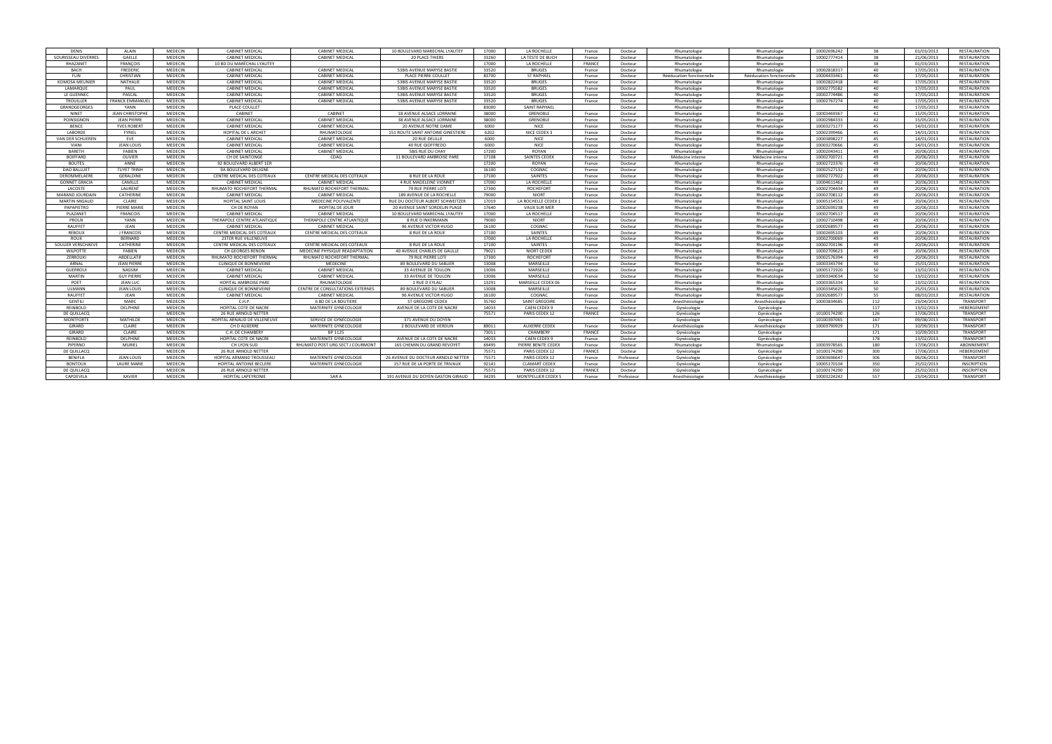| | | | | | | | | | | | | | | | | |
|---|---|---|---|---|---|---|---|---|---|---|---|---|---|---|---|---|
| DENIS | ALAIN | MEDECIN | CABINET MEDICAL | CABINET MEDICAL | 10 BOULEVARD MARÉCHAL LYAUTEY | 17000 | LA ROCHELLE | France | Docteur | Rhumatologie | Rhumatologie | 10002696242 | 38 | 01/03/2013 | RESTAURATION |
| SOURISSEAU DIVERRES | GAELLE | MEDECIN | CABINET MEDICAL | CABINET MEDICAL | 20 PLACE THIERS | 33260 | LA TESTE DE BUCH | France | Docteur | Rhumatologie | Rhumatologie | 10002777414 | 38 | 21/06/2013 | RESTAURATION |
| RHAZANET | FRANÇOIS | MEDECIN | 10 BD DU MARÉCHAL LYAUTEY | | | 17000 | LA ROCHELLE | FRANCE | Docteur | Rhumatologie | Rhumatologie | | 38 | 01/03/2013 | RESTAURATION |
| BACH | FREDERIC | MEDECIN | CABINET MEDICAL | CABINET MEDICAL | 53BIS AVENUE MARYSE BASTIE | 33520 | BRUGES | France | Docteur | Rhumatologie | Rhumatologie | 10002818317 | 40 | 17/05/2013 | RESTAURATION |
| FLIN | CHRISTIAN | MEDECIN | CABINET MEDICAL | CABINET MEDICAL | PLACE PIERRE COULLET | 83700 | ST RAPHAEL | France | Docteur | Rééducation fonctionnelle | Rééducation fonctionnelle | 10004435461 | 40 | 17/05/2013 | RESTAURATION |
| KOMOSA MEUNIER | NATHALIE | MEDECIN | CABINET MEDICAL | CABINET MEDICAL | 53BIS AVENUE MARYSE BASTIE | 33520 | BRUGES | France | Docteur | Rhumatologie | Rhumatologie | 10002822418 | 40 | 17/05/2013 | RESTAURATION |
| LAMARQUE | PAUL | MEDECIN | CABINET MEDICAL | CABINET MEDICAL | 53BIS AVENUE MARYSE BASTIE | 33520 | BRUGES | France | Docteur | Rhumatologie | Rhumatologie | 10002775582 | 40 | 17/05/2013 | RESTAURATION |
| LE GUENNEC | PASCAL | MEDECIN | CABINET MEDICAL | CABINET MEDICAL | 53BIS AVENUE MARYSE BASTIE | 33520 | BRUGES | France | Docteur | Rhumatologie | Rhumatologie | 10002774486 | 40 | 17/05/2013 | RESTAURATION |
| TROUILLER | FRANCK EMMANUEL | MEDECIN | CABINET MEDICAL | CABINET MEDICAL | 53BIS AVENUE MARYSE BASTIE | 33520 | BRUGES | France | Docteur | Rhumatologie | Rhumatologie | 10002767274 | 40 | 17/05/2013 | RESTAURATION |
| GRANDGEORGES | YANN | MEDECIN | PLACE COULLET | | | 83000 | SAINT RAPHAEL | | Docteur | Rhumatologie | Rhumatologie | | 40 | 17/05/2013 | RESTAURATION |
| NINET | JEAN CHRISTOPHE | MEDECIN | CABINET | CABINET | 18 AVENUE ALSACE LORRAINE | 38000 | GRENOBLE | France | Docteur | Rhumatologie | Rhumatologie | 10003469367 | 42 | 15/05/2013 | RESTAURATION |
| POINSIGNON | JEAN PIERRE | MEDECIN | CABINET MEDICAL | CABINET MEDICAL | 38 AVENUE ALSACE LORRAINE | 38000 | GRENOBLE | France | Docteur | Rhumatologie | Rhumatologie | 10002984333 | 42 | 15/05/2013 | RESTAURATION |
| BENCE | YVES ROBERT | MEDECIN | CABINET MEDICAL | CABINET MEDICAL | 20 AVENUE NOTRE DAME | 6000 | NICE | France | Docteur | Rhumatologie | Rhumatologie | 10003271177 | 45 | 14/01/2013 | RESTAURATION |
| LABORDE | FYRIEL | MEDECIN | HOPITAL DE L ARCHET | RHUMATOLOGIE | 151 ROUTE SAINT ANTOINE GINESTIERE | 6202 | NICE CEDEX 3 | France | Docteur | Rhumatologie | Rhumatologie | 10002399466 | 45 | 14/01/2013 | RESTAURATION |
| VAN DER SCHUEREN | EVE | MEDECIN | CABINET MEDICAL | CABINET MEDICAL | 20 RUE DELILLE | 6000 | NICE | France | Docteur | Rhumatologie | Rhumatologie | 10003898227 | 45 | 14/01/2013 | RESTAURATION |
| VIANI | JEAN LOUIS | MEDECIN | CABINET MEDICAL | CABINET MEDICAL | 40 RUE GIOFFREDO | 6000 | NICE | France | Docteur | Rhumatologie | Rhumatologie | 10003270666 | 45 | 14/01/2013 | RESTAURATION |
| BARETH | FABIEN | MEDECIN | CABINET MEDICAL | CABINET MEDICAL | 5BIS RUE DU CHAY | 17200 | ROYAN | France | Docteur | Rhumatologie | Rhumatologie | 10002045411 | 49 | 20/06/2013 | RESTAURATION |
| BOIFFARD | OLIVIER | MEDECIN | CH DE SAINTONGE | CDAG | 11 BOULEVARD AMBROISE PARE | 17108 | SAINTES CEDEX | France | Docteur | Médecine interne | Médecine interne | 10002700721 | 49 | 20/06/2013 | RESTAURATION |
| BOUTES | ANNE | MEDECIN | 92 BOULEVARD ALBERT 1ER | | | 17200 | ROYAN | France | Docteur | Rhumatologie | Rhumatologie | 10002723376 | 49 | 20/06/2013 | RESTAURATION |
| DAO BALLUET | TUYET TRINH | MEDECIN | 9A BOULEVARD DELIGNE | | | 16100 | COGNAC | France | Docteur | Rhumatologie | Rhumatologie | 10002527132 | 49 | 20/06/2013 | RESTAURATION |
| DEROMMELAERE | GERALDINE | MEDECIN | CENTRE MEDICAL DES COTEAUX | CENTRE MEDICAL DES COTEAUX | 8 RUE DE LA ROUE | 17100 | SAINTES | France | Docteur | Rhumatologie | Rhumatologie | 10002727922 | 49 | 20/06/2013 | RESTAURATION |
| GONNET GRACIA | CAMILLE | MEDECIN | CABINET MEDICAL | CABINET MEDICAL | 4 RUE MADELEINE VIONNET | 17000 | LA ROCHELLE | France | Docteur | Rhumatologie | Rhumatologie | 10004611462 | 49 | 20/06/2013 | RESTAURATION |
| LACOSTE | LAURENT | MEDECIN | RHUMATO ROCHEFORT THERMAL | RHUMATO ROCHEFORT THERMAL | 79 RUE PIERRE LOTI | 17300 | ROCHEFORT | France | Docteur | Rhumatologie | Rhumatologie | 10002704434 | 49 | 20/06/2013 | RESTAURATION |
| MARAND JOURDAIN | CATHERINE | MEDECIN | CABINET MEDICAL | CABINET MEDICAL | 189 AVENUE DE LA ROCHELLE | 79000 | NIORT | France | Docteur | Rhumatologie | Rhumatologie | 10002708112 | 49 | 20/06/2013 | RESTAURATION |
| MARTIN MIGAUD | CLAIRE | MEDECIN | HOPITAL SAINT LOUIS | MEDECINE POLYVALENTE | RUE DU DOCTEUR ALBERT SCHWEITZER | 17019 | LA ROCHELLE CEDEX 1 | France | Docteur | Rhumatologie | Rhumatologie | 10005154553 | 49 | 20/06/2013 | RESTAURATION |
| PAPAPIETRO | PIERRE MARIE | MEDECIN | CH DE ROYAN | HOPITAL DE JOUR | 20 AVENUE SAINT SORDELIN PLAGE | 17640 | VAUX SUR MER | France | Docteur | Rhumatologie | Rhumatologie | 10002699238 | 49 | 20/06/2013 | RESTAURATION |
| PLAZANET | FRANCOIS | MEDECIN | CABINET MEDICAL | CABINET MEDICAL | 10 BOULEVARD MARECHAL LYAUTEY | 17000 | LA ROCHELLE | France | Docteur | Rhumatologie | Rhumatologie | 10002704517 | 49 | 20/06/2013 | RESTAURATION |
| PROUX | YANN | MEDECIN | THERAPOLE CENTRE ATLANTIQUE | THERAPOLE CENTRE ATLANTIQUE | 8 RUE D INKERMANN | 79000 | NIORT | France | Docteur | Rhumatologie | Rhumatologie | 10002710498 | 49 | 20/06/2013 | RESTAURATION |
| RAUFFET | JEAN | MEDECIN | CABINET MEDICAL | CABINET MEDICAL | 96 AVENUE VICTOR HUGO | 16100 | COGNAC | France | Docteur | Rhumatologie | Rhumatologie | 10002689577 | 49 | 20/06/2013 | RESTAURATION |
| REBOUX | J FRANCOIS | MEDECIN | CENTRE MEDICAL DES COTEAUX | CENTRE MEDICAL DES COTEAUX | 8 RUE DE LA ROUE | 17100 | SAINTES | France | Docteur | Rhumatologie | Rhumatologie | 10002695103 | 49 | 20/06/2013 | RESTAURATION |
| ROUX | BERNARD | MEDECIN | 23TER RUE VILLENEUVE | | | 17000 | LA ROCHELLE | France | Docteur | Rhumatologie | Rhumatologie | 10002700069 | 49 | 20/06/2013 | RESTAURATION |
| SOULIER VERSCHAEVE | CATHERINE | MEDECIN | CENTRE MEDICAL DES COTEAUX | CENTRE MEDICAL DES COTEAUX | 8 RUE DE LA ROUE | 17100 | SAINTES | France | Docteur | Rhumatologie | Rhumatologie | 10002703196 | 49 | 20/06/2013 | RESTAURATION |
| WILPOTTE | FABIEN | MEDECIN | CH GEORGES RENON | MEDECINE PHYSIQUE READAPTATION | 40 AVENUE CHARLES DE GAULLE | 79021 | NIORT CEDEX | France | Docteur | Rhumatologie | Rhumatologie | 10002709623 | 49 | 20/06/2013 | RESTAURATION |
| ZERROUKI | ABDELLATIF | MEDECIN | RHUMATO ROCHEFORT THERMAL | RHUMATO ROCHEFORT THERMAL | 79 RUE PIERRE LOTI | 17300 | ROCHEFORT | France | Docteur | Rhumatologie | Rhumatologie | 10002576394 | 49 | 20/06/2013 | RESTAURATION |
| ARNAL | JEAN PIERRE | MEDECIN | CLINIQUE DE BONNEVEINE | MEDECINE | 89 BOULEVARD DU SABLIER | 13008 | MARSEILLE | France | Docteur | Rhumatologie | Rhumatologie | 10003343794 | 50 | 25/01/2013 | RESTAURATION |
| GUERROUI | NASSIM | MEDECIN | CABINET MEDICAL | CABINET MEDICAL | 33 AVENUE DE TOULON | 13006 | MARSEILLE | France | Docteur | Rhumatologie | Rhumatologie | 10005171920 | 50 | 13/02/2013 | RESTAURATION |
| MARTIN | GUY PIERRE | MEDECIN | CABINET MEDICAL | CABINET MEDICAL | 33 AVENUE DE TOULON | 13006 | MARSEILLE | France | Docteur | Rhumatologie | Rhumatologie | 10003340634 | 50 | 13/02/2013 | RESTAURATION |
| POET | JEAN LUC | MEDECIN | HOPITAL AMBROISE PARE | RHUMATOLOGIE | 1 RUE D EYLAU | 13291 | MARSEILLE CEDEX 06 | France | Docteur | Rhumatologie | Rhumatologie | 10003365334 | 50 | 13/02/2013 | RESTAURATION |
| ULMANN | JEAN LOUIS | MEDECIN | CLINIQUE DE BONNEVEINE | CENTRE DE CONSULTATIONS EXTERNES | 89 BOULEVARD DU SABLIER | 13008 | MARSEILLE | France | Docteur | Rhumatologie | Rhumatologie | 10003345625 | 50 | 25/01/2013 | RESTAURATION |
| RAUFFET | JEAN | MEDECIN | CABINET MEDICAL | CABINET MEDICAL | 96 AVENUE VICTOR HUGO | 16100 | COGNAC | France | Docteur | Rhumatologie | Rhumatologie | 10002689577 | 55 | 08/03/2013 | RESTAURATION |
| GENTILI | MARC | MEDECIN | C.H.P. | 6 BD DE LA BOUTIERE | ST GREGOIRE CEDEX | 35760 | SAINT GREGOIRE | France | Docteur | Anesthésiologie | Anesthésiologie | 10003834685 | 112 | 23/04/2013 | TRANSPORT |
| REINBOLD | DELPHINE | MEDECIN | HOPITAL COTE DE NACRE | MATERNITE GYNECOLOGIE | AVENUE DE LA COTE DE NACRE | 14033 | CAEN CEDEX 9 | France | Docteur | Gynécologie | Gynécologie | | 117 | 13/02/2013 | HEBERGEMENT |
| DE QUILLACQ | | MEDECIN | 26 RUE ARNOLD NETTER | | | 75571 | PARIS CEDEX 12 | FRANCE | Docteur | Gynécologie | Gynécologie | 10100174290 | 126 | 17/06/2013 | TRANSPORT |
| MONTFORTE | MATHILDE | MEDECIN | HOPITAL ARNAUD DE VILLENEUVE | SERVICE DE GYNECOLOGIE | 371 AVENUE DU DOYEN | | | | Docteur | Gynécologie | Gynécologie | 10100397065 | 167 | 09/08/2013 | TRANSPORT |
| GIRARD | CLAIRE | MEDECIN | CH D AUXERRE | MATERNITE GYNECOLOGIE | 2 BOULEVARD DE VERDUN | 89011 | AUXERRE CEDEX | France | Docteur | Anesthésiologie | Anesthésiologie | 10003790929 | 171 | 10/09/2013 | TRANSPORT |
| GIRARD | CLAIRE | MEDECIN | C.H. DE CHAMBERY | BP 1125 | | 73011 | CHAMBERY | FRANCE | Docteur | Gynécologie | Gynécologie | | 171 | 10/09/2013 | TRANSPORT |
| REINBOLD | DELPHINE | MEDECIN | HOPITAL COTE DE NACRE | MATERNITE GYNECOLOGIE | AVENUE DE LA COTE DE NACRE | 14033 | CAEN CEDEX 9 | France | Docteur | Gynécologie | Gynécologie | | 178 | 13/02/2013 | TRANSPORT |
| PIPERNO | MURIEL | MEDECIN | CH LYON SUD | RHUMATO POST URG SECT J COURMONT | 165 CHEMIN DU GRAND REVOYET | 69495 | PIERRE BENITE CEDEX | France | Docteur | Rhumatologie | Rhumatologie | 10003978565 | 180 | 17/06/2013 | ABONNEMENT |
| DE QUILLACQ | | MEDECIN | 26 RUE ARNOLD NETTER | | | 75571 | PARIS CEDEX 12 | FRANCE | Docteur | Gynécologie | Gynécologie | 10100174290 | 300 | 17/06/2013 | HEBERGEMENT |
| BENIFLA | JEAN LOUIS | MEDECIN | HOPITAL ARMAND TROUSSEAU | MATERNITE GYNECOLOGIE | 26 AVENUE DU DOCTEUR ARNOLD NETTER | 75571 | PARIS CEDEX 12 | France | Professeur | Gynécologie | Gynécologie | 10003696647 | 306 | 06/06/2013 | TRANSPORT |
| BONTOUX | LAURE MARIE | MEDECIN | HOPITAL ANTOINE BECLERE | MATERNITE GYNECOLOGIE | 157 RUE DE LA PORTE DE TRIVAUX | 92141 | CLAMART CEDEX | France | Docteur | Gynécologie | Gynécologie | 10005170104 | 350 | 25/02/2013 | INSCRIPTION |
| DE QUILLACQ | | MEDECIN | 26 RUE ARNOLD NETTER | | | 75571 | PARIS CEDEX 12 | FRANCE | Docteur | Gynécologie | Gynécologie | 10100174290 | 350 | 25/02/2013 | INSCRIPTION |
| CAPDEVILA | XAVIER | MEDECIN | HOPITAL LAPEYRONIE | SAR A | 191 AVENUE DU DOYEN GASTON GIRAUD | 34295 | MONTPELLIER CEDEX 5 | France | Professeur | Anesthésiologie | Anesthésiologie | 10003224242 | 557 | 23/04/2013 | TRANSPORT |